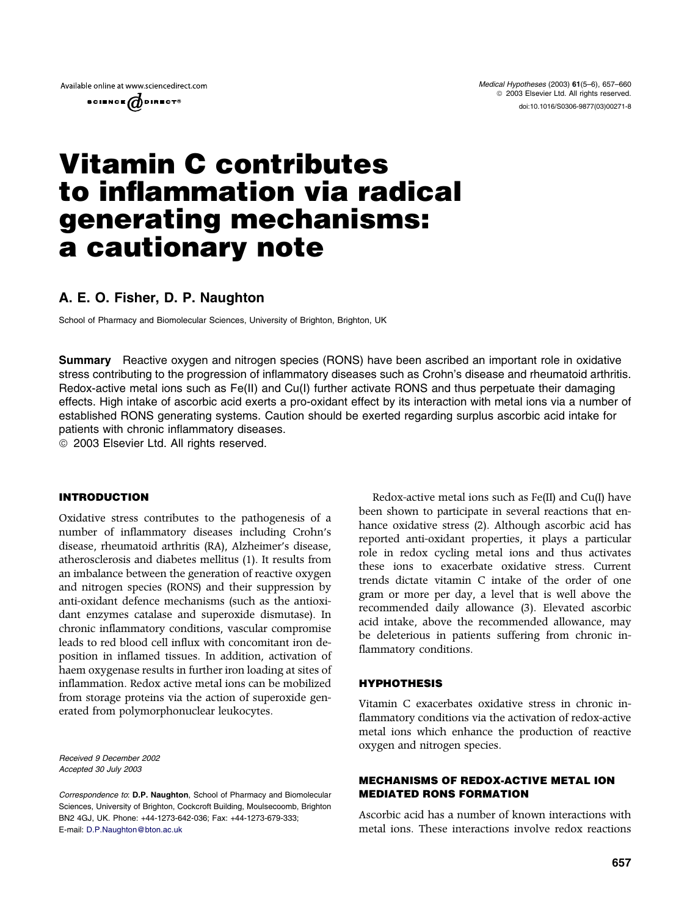# Vitamin C contributes to inflammation via radical generating mechanisms: a cautionary note

**A. E. O. Fisher, D. P. Naughton**

School of Pharmacy and Biomolecular Sciences, University of Brighton, Brighton, UK

**Summary** Reactive oxygen and nitrogen species (RONS) have been ascribed an important role in oxidative stress contributing to the progression of inflammatory diseases such as Crohn's disease and rheumatoid arthritis. Redox-active metal ions such as Fe(II) and Cu(I) further activate RONS and thus perpetuate their damaging effects. High intake of ascorbic acid exerts a pro-oxidant effect by its interaction with metal ions via a number of established RONS generating systems. Caution should be exerted regarding surplus ascorbic acid intake for patients with chronic inflammatory diseases.
© 2003 Elsevier Ltd. All rights reserved.

## INTRODUCTION

Oxidative stress contributes to the pathogenesis of a number of inflammatory diseases including Crohn's disease, rheumatoid arthritis (RA), Alzheimer's disease, atherosclerosis and diabetes mellitus (1). It results from an imbalance between the generation of reactive oxygen and nitrogen species (RONS) and their suppression by anti-oxidant defence mechanisms (such as the antioxidant enzymes catalase and superoxide dismutase). In chronic inflammatory conditions, vascular compromise leads to red blood cell influx with concomitant iron deposition in inflamed tissues. In addition, activation of haem oxygenase results in further iron loading at sites of inflammation. Redox active metal ions can be mobilized from storage proteins via the action of superoxide generated from polymorphonuclear leukocytes.

Redox-active metal ions such as Fe(II) and Cu(I) have been shown to participate in several reactions that enhance oxidative stress (2). Although ascorbic acid has reported anti-oxidant properties, it plays a particular role in redox cycling metal ions and thus activates these ions to exacerbate oxidative stress. Current trends dictate vitamin C intake of the order of one gram or more per day, a level that is well above the recommended daily allowance (3). Elevated ascorbic acid intake, above the recommended allowance, may be deleterious in patients suffering from chronic inflammatory conditions.

## HYPHOTHESIS

Vitamin C exacerbates oxidative stress in chronic inflammatory conditions via the activation of redox-active metal ions which enhance the production of reactive oxygen and nitrogen species.

## MECHANISMS OF REDOX-ACTIVE METAL ION MEDIATED RONS FORMATION

Ascorbic acid has a number of known interactions with metal ions. These interactions involve redox reactions

*Received 9 December 2002*
*Accepted 30 July 2003*

*Correspondence to*: **D.P. Naughton**, School of Pharmacy and Biomolecular Sciences, University of Brighton, Cockcroft Building, Moulsecoomb, Brighton BN2 4GJ, UK. Phone: +44-1273-642-036; Fax: +44-1273-679-333; E-mail: D.P.Naughton@bton.ac.uk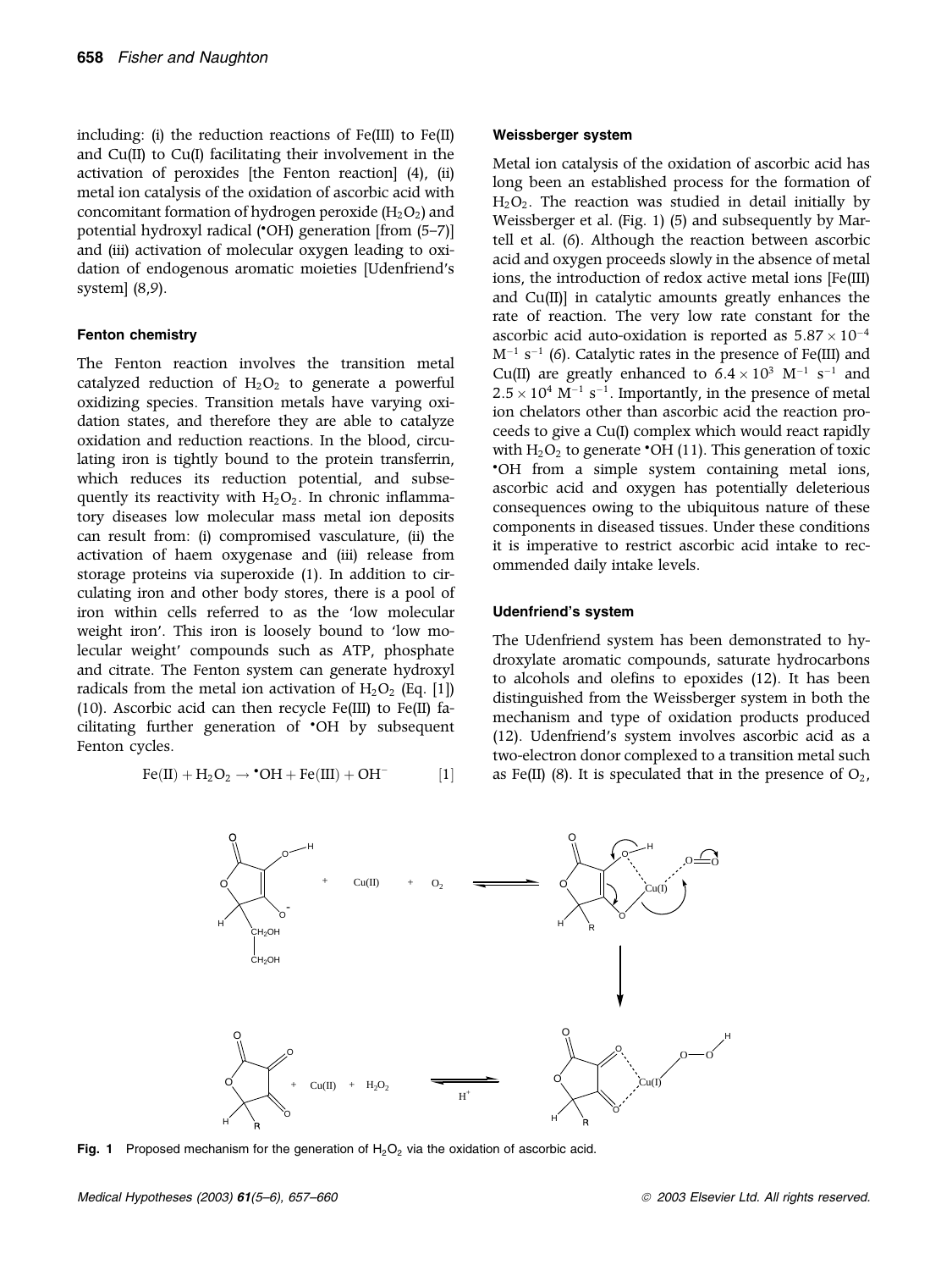including: (i) the reduction reactions of Fe(III) to Fe(II) and Cu(II) to Cu(I) facilitating their involvement in the activation of peroxides [the Fenton reaction] (4), (ii) metal ion catalysis of the oxidation of ascorbic acid with concomitant formation of hydrogen peroxide ($H_2O_2$) and potential hydroxyl radical ($^{\bullet}OH$) generation [from (5–7)] and (iii) activation of molecular oxygen leading to oxidation of endogenous aromatic moieties [Udenfriend's system] (8,9).

### Fenton chemistry

The Fenton reaction involves the transition metal catalyzed reduction of $H_2O_2$ to generate a powerful oxidizing species. Transition metals have varying oxidation states, and therefore they are able to catalyze oxidation and reduction reactions. In the blood, circulating iron is tightly bound to the protein transferrin, which reduces its reduction potential, and subsequently its reactivity with $H_2O_2$. In chronic inflammatory diseases low molecular mass metal ion deposits can result from: (i) compromised vasculature, (ii) the activation of haem oxygenase and (iii) release from storage proteins via superoxide (1). In addition to circulating iron and other body stores, there is a pool of iron within cells referred to as the 'low molecular weight iron'. This iron is loosely bound to 'low molecular weight' compounds such as ATP, phosphate and citrate. The Fenton system can generate hydroxyl radicals from the metal ion activation of $H_2O_2$ (Eq. [1]) (10). Ascorbic acid can then recycle Fe(III) to Fe(II) facilitating further generation of $^{\bullet}OH$ by subsequent Fenton cycles.

$$\mathrm{Fe(II)} + H_2O_2 \rightarrow {}^{\bullet}OH + \mathrm{Fe(III)} + OH^- \quad [1]$$

### Weissberger system

Metal ion catalysis of the oxidation of ascorbic acid has long been an established process for the formation of $H_2O_2$. The reaction was studied in detail initially by Weissberger et al. (Fig. 1) (5) and subsequently by Martell et al. (6). Although the reaction between ascorbic acid and oxygen proceeds slowly in the absence of metal ions, the introduction of redox active metal ions [Fe(III) and Cu(II)] in catalytic amounts greatly enhances the rate of reaction. The very low rate constant for the ascorbic acid auto-oxidation is reported as $5.87 \times 10^{-4}$ $M^{-1}$ $s^{-1}$ (6). Catalytic rates in the presence of Fe(III) and Cu(II) are greatly enhanced to $6.4 \times 10^3$ $M^{-1}$ $s^{-1}$ and $2.5 \times 10^4$ $M^{-1}$ $s^{-1}$. Importantly, in the presence of metal ion chelators other than ascorbic acid the reaction proceeds to give a Cu(I) complex which would react rapidly with $H_2O_2$ to generate $^{\bullet}OH$ (11). This generation of toxic $^{\bullet}OH$ from a simple system containing metal ions, ascorbic acid and oxygen has potentially deleterious consequences owing to the ubiquitous nature of these components in diseased tissues. Under these conditions it is imperative to restrict ascorbic acid intake to recommended daily intake levels.

### Udenfriend's system

The Udenfriend system has been demonstrated to hydroxylate aromatic compounds, saturate hydrocarbons to alcohols and olefins to epoxides (12). It has been distinguished from the Weissberger system in both the mechanism and type of oxidation products produced (12). Udenfriend's system involves ascorbic acid as a two-electron donor complexed to a transition metal such as Fe(II) (8). It is speculated that in the presence of $O_2$,

**Fig. 1** Proposed mechanism for the generation of $H_2O_2$ via the oxidation of ascorbic acid.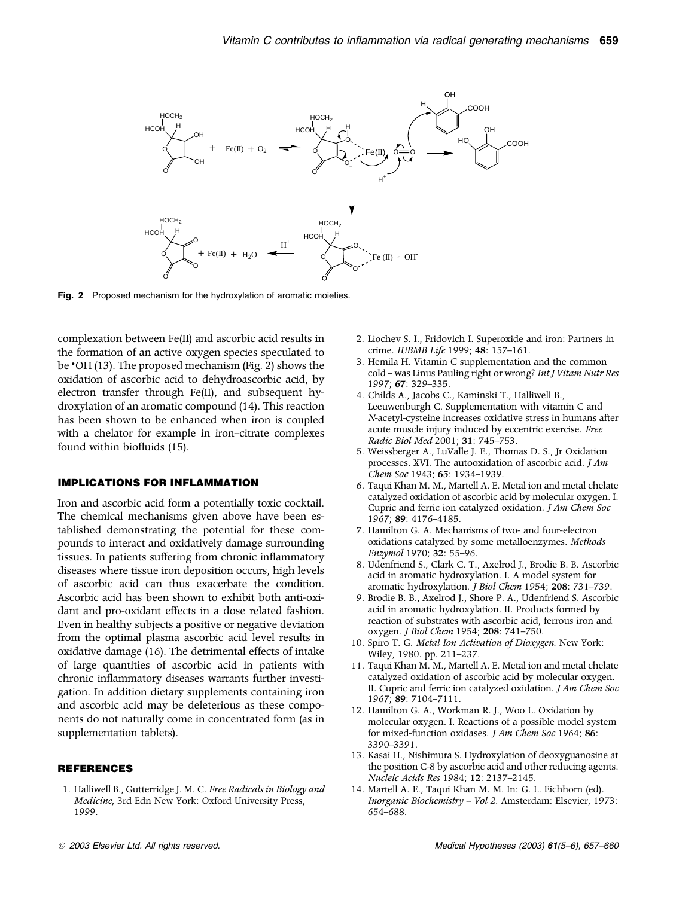Fig. 2 Proposed mechanism for the hydroxylation of aromatic moieties.

complexation between Fe(II) and ascorbic acid results in the formation of an active oxygen species speculated to be •OH (13). The proposed mechanism (Fig. 2) shows the oxidation of ascorbic acid to dehydroascorbic acid, by electron transfer through Fe(II), and subsequent hydroxylation of an aromatic compound (14). This reaction has been shown to be enhanced when iron is coupled with a chelator for example in iron–citrate complexes found within biofluids (15).

## IMPLICATIONS FOR INFLAMMATION

Iron and ascorbic acid form a potentially toxic cocktail. The chemical mechanisms given above have been established demonstrating the potential for these compounds to interact and oxidatively damage surrounding tissues. In patients suffering from chronic inflammatory diseases where tissue iron deposition occurs, high levels of ascorbic acid can thus exacerbate the condition. Ascorbic acid has been shown to exhibit both anti-oxidant and pro-oxidant effects in a dose related fashion. Even in healthy subjects a positive or negative deviation from the optimal plasma ascorbic acid level results in oxidative damage (16). The detrimental effects of intake of large quantities of ascorbic acid in patients with chronic inflammatory diseases warrants further investigation. In addition dietary supplements containing iron and ascorbic acid may be deleterious as these components do not naturally come in concentrated form (as in supplementation tablets).

## REFERENCES

1. Halliwell B., Gutterridge J. M. C. *Free Radicals in Biology and Medicine*, 3rd Edn New York: Oxford University Press, 1999.
2. Liochev S. I., Fridovich I. Superoxide and iron: Partners in crime. *IUBMB Life* 1999; **48**: 157–161.
3. Hemila H. Vitamin C supplementation and the common cold – was Linus Pauling right or wrong? *Int J Vitam Nutr Res* 1997; **67**: 329–335.
4. Childs A., Jacobs C., Kaminski T., Halliwell B., Leeuwenburgh C. Supplementation with vitamin C and *N*-acetyl-cysteine increases oxidative stress in humans after acute muscle injury induced by eccentric exercise. *Free Radic Biol Med* 2001; **31**: 745–753.
5. Weissberger A., LuValle J. E., Thomas D. S., Jr Oxidation processes. XVI. The autooxidation of ascorbic acid. *J Am Chem Soc* 1943; **65**: 1934–1939.
6. Taqui Khan M. M., Martell A. E. Metal ion and metal chelate catalyzed oxidation of ascorbic acid by molecular oxygen. I. Cupric and ferric ion catalyzed oxidation. *J Am Chem Soc* 1967; **89**: 4176–4185.
7. Hamilton G. A. Mechanisms of two- and four-electron oxidations catalyzed by some metalloenzymes. *Methods Enzymol* 1970; **32**: 55–96.
8. Udenfriend S., Clark C. T., Axelrod J., Brodie B. B. Ascorbic acid in aromatic hydroxylation. I. A model system for aromatic hydroxylation. *J Biol Chem* 1954; **208**: 731–739.
9. Brodie B. B., Axelrod J., Shore P. A., Udenfriend S. Ascorbic acid in aromatic hydroxylation. II. Products formed by reaction of substrates with ascorbic acid, ferrous iron and oxygen. *J Biol Chem* 1954; **208**: 741–750.
10. Spiro T. G. *Metal Ion Activation of Dioxygen.* New York: Wiley, 1980. pp. 211–237.
11. Taqui Khan M. M., Martell A. E. Metal ion and metal chelate catalyzed oxidation of ascorbic acid by molecular oxygen. II. Cupric and ferric ion catalyzed oxidation. *J Am Chem Soc* 1967; **89**: 7104–7111.
12. Hamilton G. A., Workman R. J., Woo L. Oxidation by molecular oxygen. I. Reactions of a possible model system for mixed-function oxidases. *J Am Chem Soc* 1964; **86**: 3390–3391.
13. Kasai H., Nishimura S. Hydroxylation of deoxyguanosine at the position C-8 by ascorbic acid and other reducing agents. *Nucleic Acids Res* 1984; **12**: 2137–2145.
14. Martell A. E., Taqui Khan M. M. In: G. L. Eichhorn (ed). *Inorganic Biochemistry – Vol 2.* Amsterdam: Elsevier, 1973: 654–688.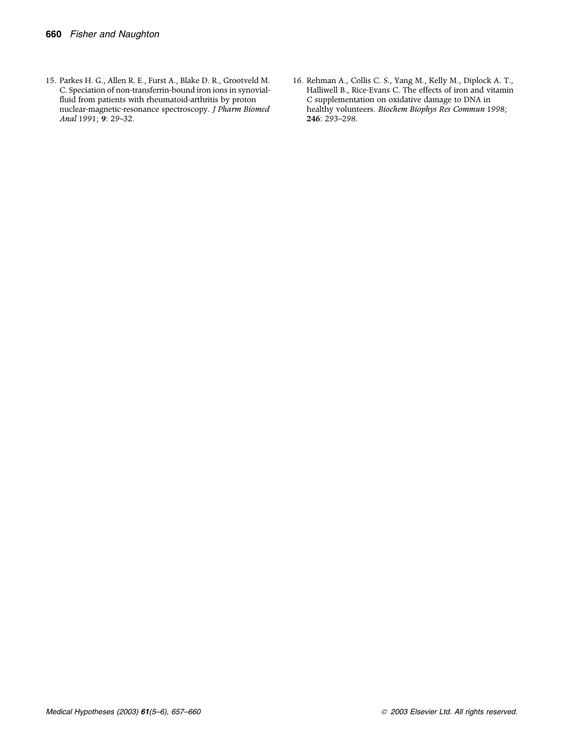15. Parkes H. G., Allen R. E., Furst A., Blake D. R., Grootveld M. C. Speciation of non-transferrin-bound iron ions in synovial-fluid from patients with rheumatoid-arthritis by proton nuclear-magnetic-resonance spectroscopy. *J Pharm Biomed Anal* 1991; **9**: 29–32.

16. Rehman A., Collis C. S., Yang M., Kelly M., Diplock A. T., Halliwell B., Rice-Evans C. The effects of iron and vitamin C supplementation on oxidative damage to DNA in healthy volunteers. *Biochem Biophys Res Commun* 1998; **246**: 293–298.